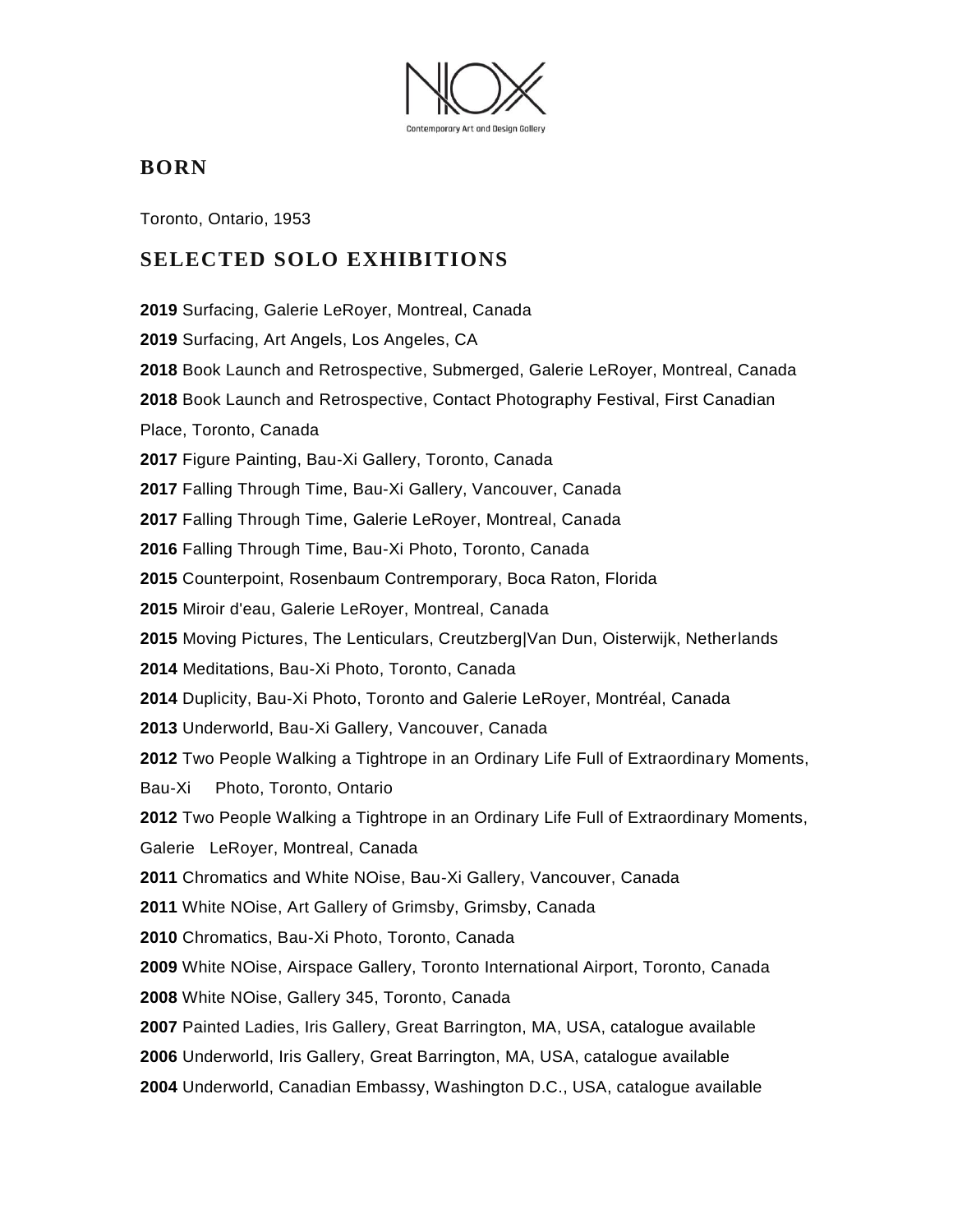## BORN

Toronto, Ontario, 1953

## SELECTED SOLO EXHIBITIONS

**2019** Surfacing, Galerie LeRoyer, Montreal, Canada

**2019** Surfacing, Art Angels, Los Angeles, CA

**2018** Book Launch and Retrospective, Submerged, Galerie LeRoyer, Montreal, Canada

**2018** Book Launch and Retrospective, Contact Photography Festival, First Canadian Place, Toronto, Canada

**2017** Figure Painting, Bau-Xi Gallery, Toronto, Canada

**2017** Falling Through Time, Bau-Xi Gallery, Vancouver, Canada

**2017** Falling Through Time, Galerie LeRoyer, Montreal, Canada

**2016** Falling Through Time, Bau-Xi Photo, Toronto, Canada

**2015** Counterpoint, Rosenbaum Contremporary, Boca Raton, Florida

**2015** Miroir d'eau, Galerie LeRoyer, Montreal, Canada

**2015** Moving Pictures, The Lenticulars, Creutzberg|Van Dun, Oisterwijk, Netherlands

**2014** Meditations, Bau-Xi Photo, Toronto, Canada

**2014** Duplicity, Bau-Xi Photo, Toronto and Galerie LeRoyer, Montréal, Canada

**2013** Underworld, Bau-Xi Gallery, Vancouver, Canada

**2012** Two People Walking a Tightrope in an Ordinary Life Full of Extraordinary Moments, Bau-Xi Photo, Toronto, Ontario

**2012** Two People Walking a Tightrope in an Ordinary Life Full of Extraordinary Moments, Galerie LeRoyer, Montreal, Canada

**2011** Chromatics and White NOise, Bau-Xi Gallery, Vancouver, Canada

**2011** White NOise, Art Gallery of Grimsby, Grimsby, Canada

**2010** Chromatics, Bau-Xi Photo, Toronto, Canada

**2009** White NOise, Airspace Gallery, Toronto International Airport, Toronto, Canada

**2008** White NOise, Gallery 345, Toronto, Canada

**2007** Painted Ladies, Iris Gallery, Great Barrington, MA, USA, catalogue available

**2006** Underworld, Iris Gallery, Great Barrington, MA, USA, catalogue available

**2004** Underworld, Canadian Embassy, Washington D.C., USA, catalogue available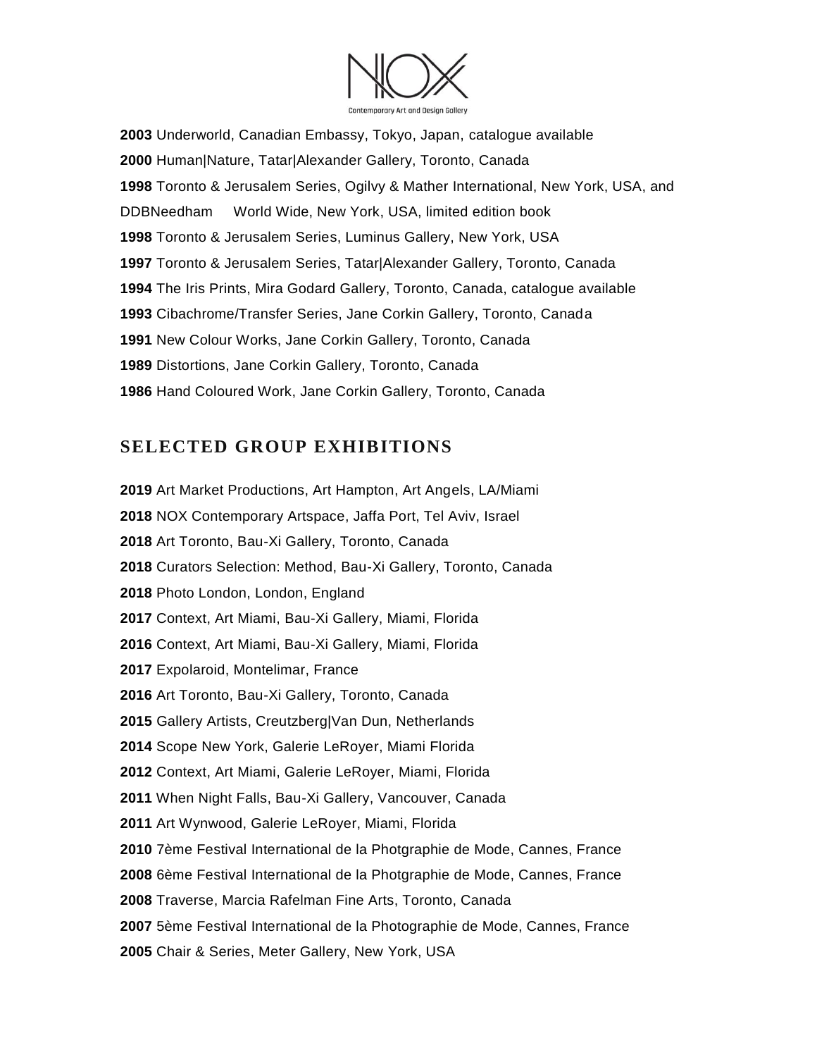**2003** Underworld, Canadian Embassy, Tokyo, Japan, catalogue available

**2000** Human|Nature, Tatar|Alexander Gallery, Toronto, Canada

**1998** Toronto & Jerusalem Series, Ogilvy & Mather International, New York, USA, and DDBNeedham World Wide, New York, USA, limited edition book

**1998** Toronto & Jerusalem Series, Luminus Gallery, New York, USA

**1997** Toronto & Jerusalem Series, Tatar|Alexander Gallery, Toronto, Canada

**1994** The Iris Prints, Mira Godard Gallery, Toronto, Canada, catalogue available

**1993** Cibachrome/Transfer Series, Jane Corkin Gallery, Toronto, Canada

**1991** New Colour Works, Jane Corkin Gallery, Toronto, Canada

**1989** Distortions, Jane Corkin Gallery, Toronto, Canada

**1986** Hand Coloured Work, Jane Corkin Gallery, Toronto, Canada

## SELECTED GROUP EXHIBITIONS

**2019** Art Market Productions, Art Hampton, Art Angels, LA/Miami

**2018** NOX Contemporary Artspace, Jaffa Port, Tel Aviv, Israel

**2018** Art Toronto, Bau-Xi Gallery, Toronto, Canada

**2018** Curators Selection: Method, Bau-Xi Gallery, Toronto, Canada

**2018** Photo London, London, England

**2017** Context, Art Miami, Bau-Xi Gallery, Miami, Florida

**2016** Context, Art Miami, Bau-Xi Gallery, Miami, Florida

**2017** Expolaroid, Montelimar, France

**2016** Art Toronto, Bau-Xi Gallery, Toronto, Canada

**2015** Gallery Artists, Creutzberg|Van Dun, Netherlands

**2014** Scope New York, Galerie LeRoyer, Miami Florida

**2012** Context, Art Miami, Galerie LeRoyer, Miami, Florida

**2011** When Night Falls, Bau-Xi Gallery, Vancouver, Canada

**2011** Art Wynwood, Galerie LeRoyer, Miami, Florida

**2010** 7ème Festival International de la Photgraphie de Mode, Cannes, France

**2008** 6ème Festival International de la Photgraphie de Mode, Cannes, France

**2008** Traverse, Marcia Rafelman Fine Arts, Toronto, Canada

**2007** 5ème Festival International de la Photographie de Mode, Cannes, France

**2005** Chair & Series, Meter Gallery, New York, USA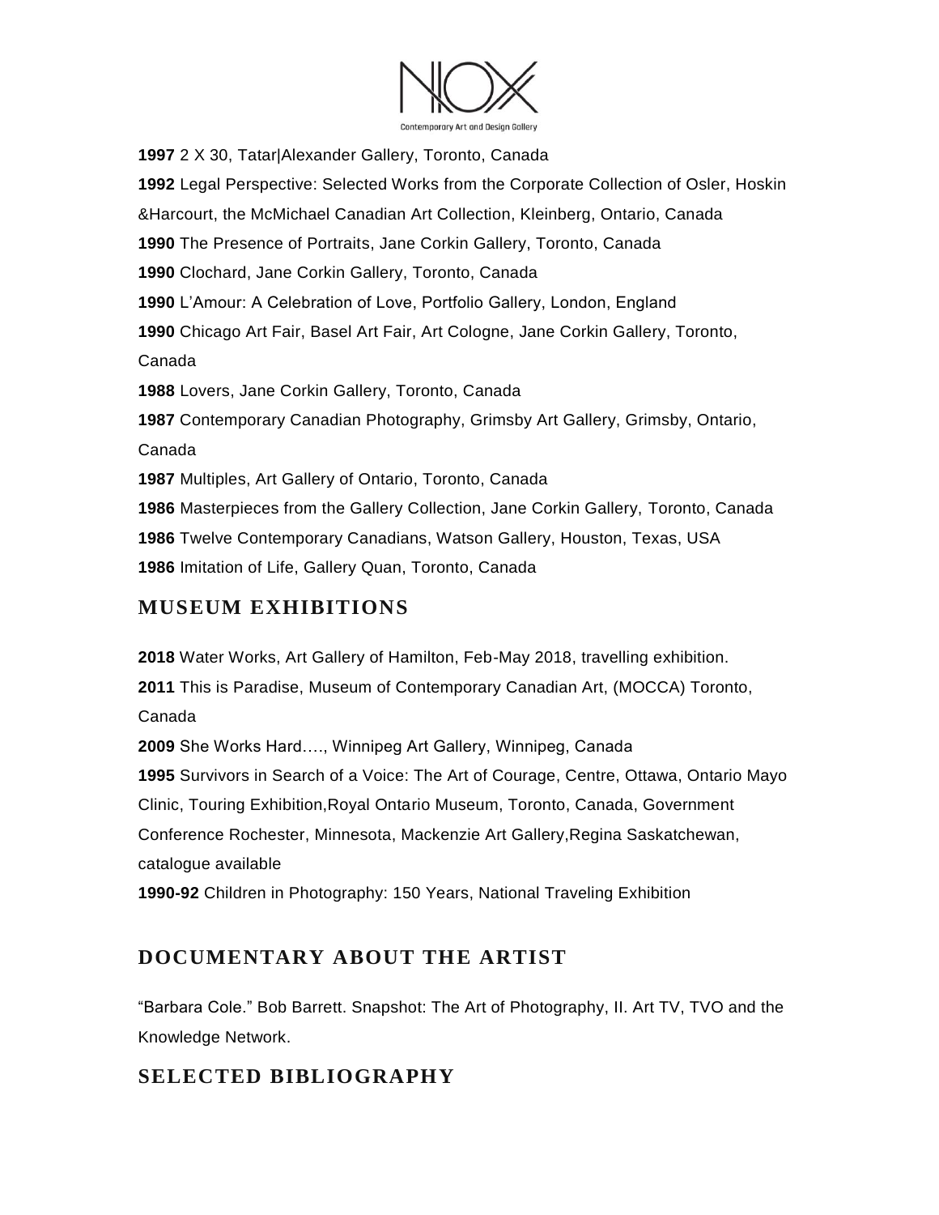**1997** 2 X 30, Tatar|Alexander Gallery, Toronto, Canada

**1992** Legal Perspective: Selected Works from the Corporate Collection of Osler, Hoskin &Harcourt, the McMichael Canadian Art Collection, Kleinberg, Ontario, Canada

**1990** The Presence of Portraits, Jane Corkin Gallery, Toronto, Canada

**1990** Clochard, Jane Corkin Gallery, Toronto, Canada

**1990** L'Amour: A Celebration of Love, Portfolio Gallery, London, England

**1990** Chicago Art Fair, Basel Art Fair, Art Cologne, Jane Corkin Gallery, Toronto, Canada

**1988** Lovers, Jane Corkin Gallery, Toronto, Canada

**1987** Contemporary Canadian Photography, Grimsby Art Gallery, Grimsby, Ontario, Canada

**1987** Multiples, Art Gallery of Ontario, Toronto, Canada

**1986** Masterpieces from the Gallery Collection, Jane Corkin Gallery, Toronto, Canada

**1986** Twelve Contemporary Canadians, Watson Gallery, Houston, Texas, USA

**1986** Imitation of Life, Gallery Quan, Toronto, Canada

## MUSEUM EXHIBITIONS

**2018** Water Works, Art Gallery of Hamilton, Feb-May 2018, travelling exhibition.

**2011** This is Paradise, Museum of Contemporary Canadian Art, (MOCCA) Toronto, Canada

**2009** She Works Hard…., Winnipeg Art Gallery, Winnipeg, Canada

**1995** Survivors in Search of a Voice: The Art of Courage, Centre, Ottawa, Ontario Mayo Clinic, Touring Exhibition,Royal Ontario Museum, Toronto, Canada, Government Conference Rochester, Minnesota, Mackenzie Art Gallery,Regina Saskatchewan, catalogue available

**1990-92** Children in Photography: 150 Years, National Traveling Exhibition

## DOCUMENTARY ABOUT THE ARTIST

"Barbara Cole." Bob Barrett. Snapshot: The Art of Photography, II. Art TV, TVO and the Knowledge Network.

## SELECTED BIBLIOGRAPHY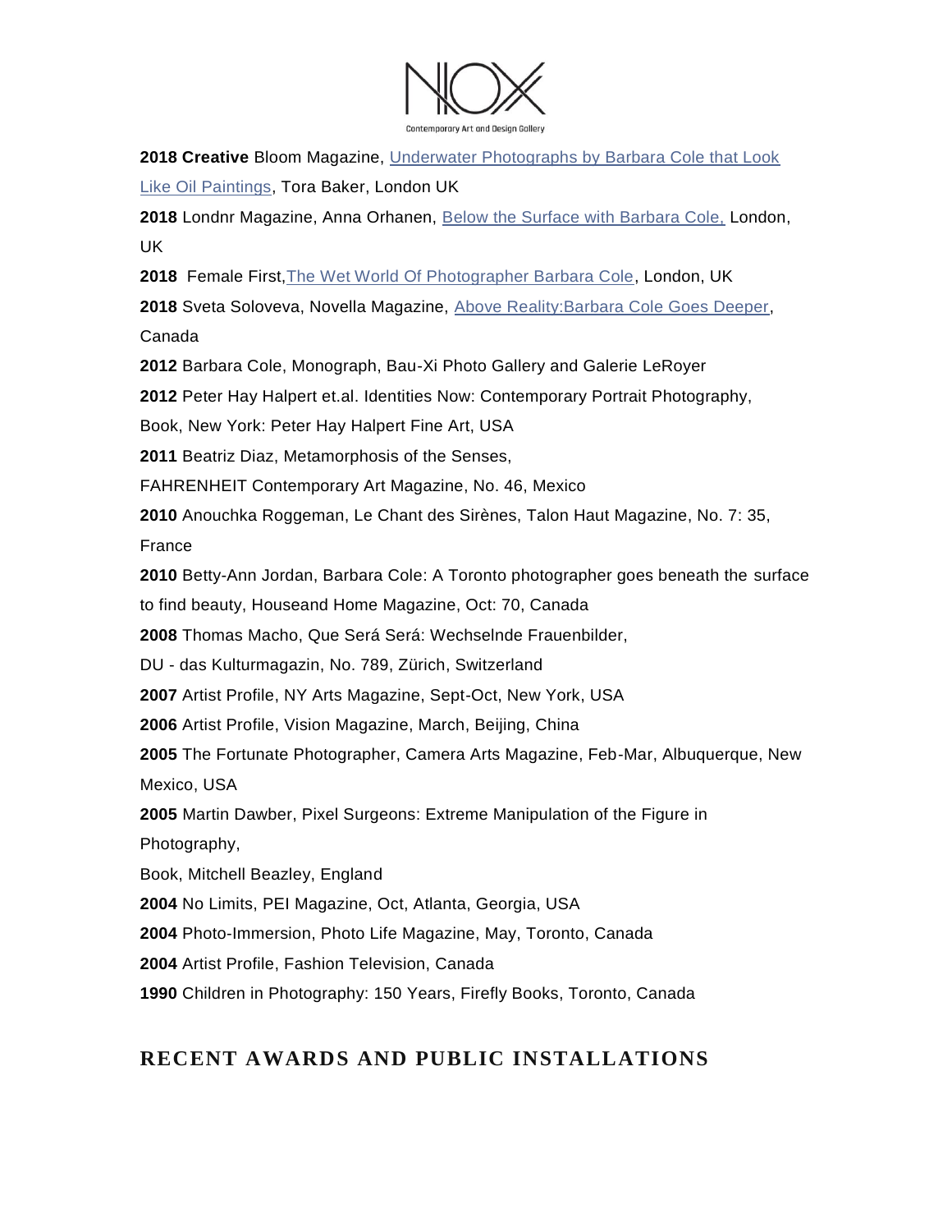**2018 Creative** Bloom Magazine, [Underwater Photographs by Barbara Cole that Look Like Oil Paintings](), Tora Baker, London UK

**2018** Londnr Magazine, Anna Orhanen, [Below the Surface with Barbara Cole,]() London, UK

**2018** Female First,[The Wet World Of Photographer Barbara Cole](), London, UK

**2018** Sveta Soloveva, Novella Magazine, [Above Reality:Barbara Cole Goes Deeper](), Canada

**2012** Barbara Cole, Monograph, Bau-Xi Photo Gallery and Galerie LeRoyer

**2012** Peter Hay Halpert et.al. Identities Now: Contemporary Portrait Photography, Book, New York: Peter Hay Halpert Fine Art, USA

**2011** Beatriz Diaz, Metamorphosis of the Senses, FAHRENHEIT Contemporary Art Magazine, No. 46, Mexico

**2010** Anouchka Roggeman, Le Chant des Sirènes, Talon Haut Magazine, No. 7: 35, France

**2010** Betty-Ann Jordan, Barbara Cole: A Toronto photographer goes beneath the surface to find beauty, Houseand Home Magazine, Oct: 70, Canada

**2008** Thomas Macho, Que Será Será: Wechselnde Frauenbilder, DU - das Kulturmagazin, No. 789, Zürich, Switzerland

**2007** Artist Profile, NY Arts Magazine, Sept-Oct, New York, USA

**2006** Artist Profile, Vision Magazine, March, Beijing, China

**2005** The Fortunate Photographer, Camera Arts Magazine, Feb-Mar, Albuquerque, New Mexico, USA

**2005** Martin Dawber, Pixel Surgeons: Extreme Manipulation of the Figure in Photography, Book, Mitchell Beazley, England

**2004** No Limits, PEI Magazine, Oct, Atlanta, Georgia, USA

**2004** Photo-Immersion, Photo Life Magazine, May, Toronto, Canada

**2004** Artist Profile, Fashion Television, Canada

**1990** Children in Photography: 150 Years, Firefly Books, Toronto, Canada

## RECENT AWARDS AND PUBLIC INSTALLATIONS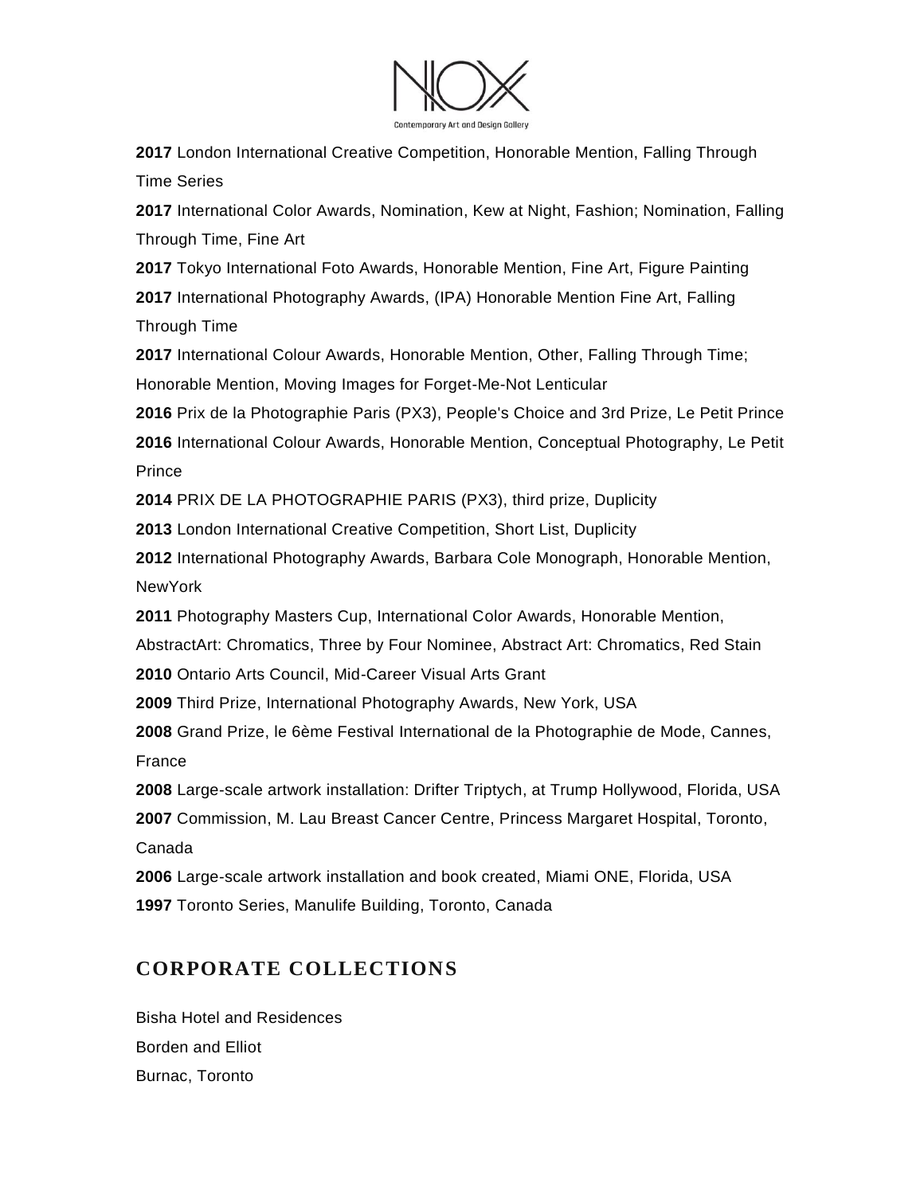**2017** London International Creative Competition, Honorable Mention, Falling Through Time Series

**2017** International Color Awards, Nomination, Kew at Night, Fashion; Nomination, Falling Through Time, Fine Art

**2017** Tokyo International Foto Awards, Honorable Mention, Fine Art, Figure Painting

**2017** International Photography Awards, (IPA) Honorable Mention Fine Art, Falling Through Time

**2017** International Colour Awards, Honorable Mention, Other, Falling Through Time; Honorable Mention, Moving Images for Forget-Me-Not Lenticular

**2016** Prix de la Photographie Paris (PX3), People's Choice and 3rd Prize, Le Petit Prince

**2016** International Colour Awards, Honorable Mention, Conceptual Photography, Le Petit Prince

**2014** PRIX DE LA PHOTOGRAPHIE PARIS (PX3), third prize, Duplicity

**2013** London International Creative Competition, Short List, Duplicity

**2012** International Photography Awards, Barbara Cole Monograph, Honorable Mention, NewYork

**2011** Photography Masters Cup, International Color Awards, Honorable Mention, AbstractArt: Chromatics, Three by Four Nominee, Abstract Art: Chromatics, Red Stain

**2010** Ontario Arts Council, Mid-Career Visual Arts Grant

**2009** Third Prize, International Photography Awards, New York, USA

**2008** Grand Prize, le 6ème Festival International de la Photographie de Mode, Cannes, France

**2008** Large-scale artwork installation: Drifter Triptych, at Trump Hollywood, Florida, USA

**2007** Commission, M. Lau Breast Cancer Centre, Princess Margaret Hospital, Toronto, Canada

**2006** Large-scale artwork installation and book created, Miami ONE, Florida, USA

**1997** Toronto Series, Manulife Building, Toronto, Canada

## CORPORATE COLLECTIONS

Bisha Hotel and Residences

Borden and Elliot

Burnac, Toronto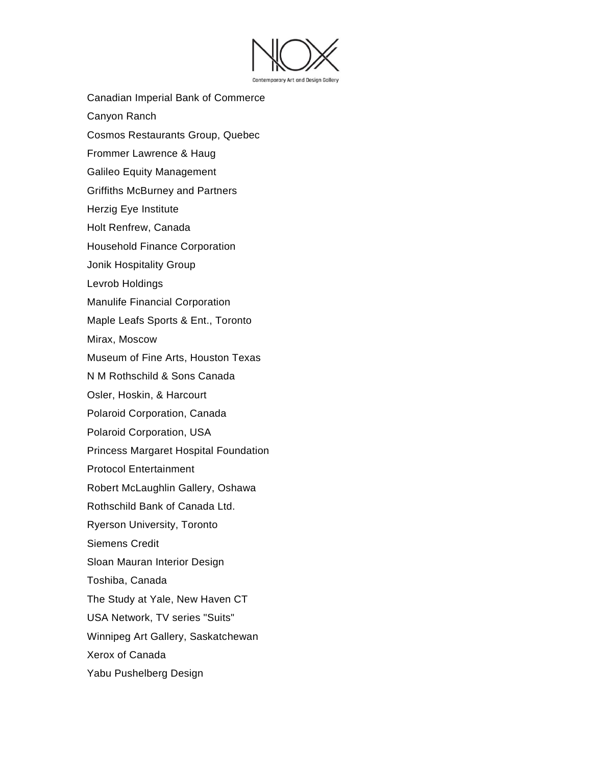Canadian Imperial Bank of Commerce

Canyon Ranch

Cosmos Restaurants Group, Quebec

Frommer Lawrence & Haug

Galileo Equity Management

Griffiths McBurney and Partners

Herzig Eye Institute

Holt Renfrew, Canada

Household Finance Corporation

Jonik Hospitality Group

Levrob Holdings

Manulife Financial Corporation

Maple Leafs Sports & Ent., Toronto

Mirax, Moscow

Museum of Fine Arts, Houston Texas

N M Rothschild & Sons Canada

Osler, Hoskin, & Harcourt

Polaroid Corporation, Canada

Polaroid Corporation, USA

Princess Margaret Hospital Foundation

Protocol Entertainment

Robert McLaughlin Gallery, Oshawa

Rothschild Bank of Canada Ltd.

Ryerson University, Toronto

Siemens Credit

Sloan Mauran Interior Design

Toshiba, Canada

The Study at Yale, New Haven CT

USA Network, TV series "Suits"

Winnipeg Art Gallery, Saskatchewan

Xerox of Canada

Yabu Pushelberg Design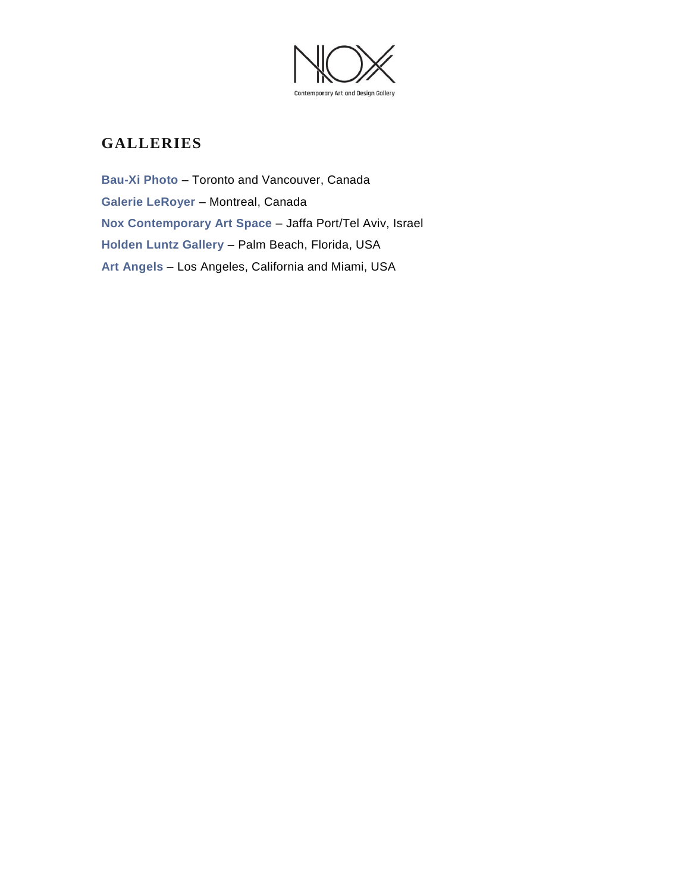## GALLERIES

**Bau-Xi Photo** – Toronto and Vancouver, Canada

**Galerie LeRoyer** – Montreal, Canada

**Nox Contemporary Art Space** – Jaffa Port/Tel Aviv, Israel

**Holden Luntz Gallery** – Palm Beach, Florida, USA

**Art Angels** – Los Angeles, California and Miami, USA